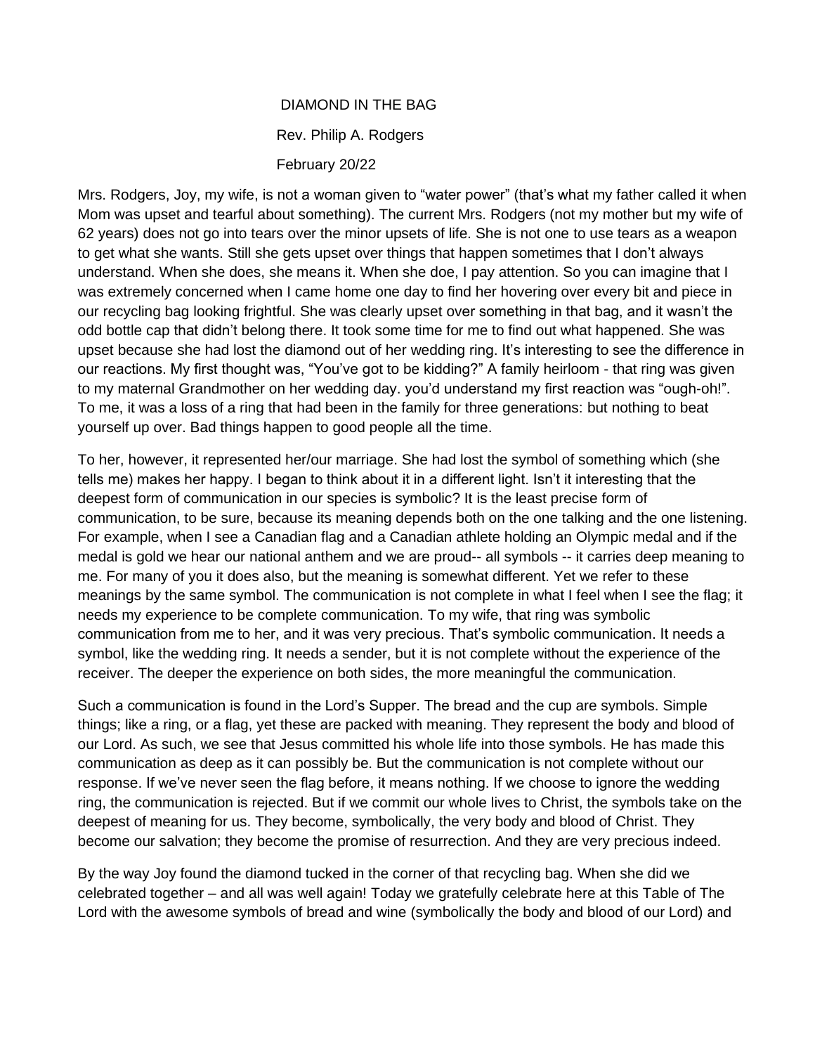DIAMOND IN THE BAG

Rev. Philip A. Rodgers

February 20/22

Mrs. Rodgers, Joy, my wife, is not a woman given to "water power" (that's what my father called it when Mom was upset and tearful about something). The current Mrs. Rodgers (not my mother but my wife of 62 years) does not go into tears over the minor upsets of life. She is not one to use tears as a weapon to get what she wants. Still she gets upset over things that happen sometimes that I don't always understand. When she does, she means it. When she doe, I pay attention. So you can imagine that I was extremely concerned when I came home one day to find her hovering over every bit and piece in our recycling bag looking frightful. She was clearly upset over something in that bag, and it wasn't the odd bottle cap that didn't belong there. It took some time for me to find out what happened. She was upset because she had lost the diamond out of her wedding ring. It's interesting to see the difference in our reactions. My first thought was, "You've got to be kidding?" A family heirloom - that ring was given to my maternal Grandmother on her wedding day. you'd understand my first reaction was "ough-oh!". To me, it was a loss of a ring that had been in the family for three generations: but nothing to beat yourself up over. Bad things happen to good people all the time.

To her, however, it represented her/our marriage. She had lost the symbol of something which (she tells me) makes her happy. I began to think about it in a different light. Isn't it interesting that the deepest form of communication in our species is symbolic? It is the least precise form of communication, to be sure, because its meaning depends both on the one talking and the one listening. For example, when I see a Canadian flag and a Canadian athlete holding an Olympic medal and if the medal is gold we hear our national anthem and we are proud-- all symbols -- it carries deep meaning to me. For many of you it does also, but the meaning is somewhat different. Yet we refer to these meanings by the same symbol. The communication is not complete in what I feel when I see the flag; it needs my experience to be complete communication. To my wife, that ring was symbolic communication from me to her, and it was very precious. That's symbolic communication. It needs a symbol, like the wedding ring. It needs a sender, but it is not complete without the experience of the receiver. The deeper the experience on both sides, the more meaningful the communication.

Such a communication is found in the Lord's Supper. The bread and the cup are symbols. Simple things; like a ring, or a flag, yet these are packed with meaning. They represent the body and blood of our Lord. As such, we see that Jesus committed his whole life into those symbols. He has made this communication as deep as it can possibly be. But the communication is not complete without our response. If we've never seen the flag before, it means nothing. If we choose to ignore the wedding ring, the communication is rejected. But if we commit our whole lives to Christ, the symbols take on the deepest of meaning for us. They become, symbolically, the very body and blood of Christ. They become our salvation; they become the promise of resurrection. And they are very precious indeed.

By the way Joy found the diamond tucked in the corner of that recycling bag. When she did we celebrated together – and all was well again! Today we gratefully celebrate here at this Table of The Lord with the awesome symbols of bread and wine (symbolically the body and blood of our Lord) and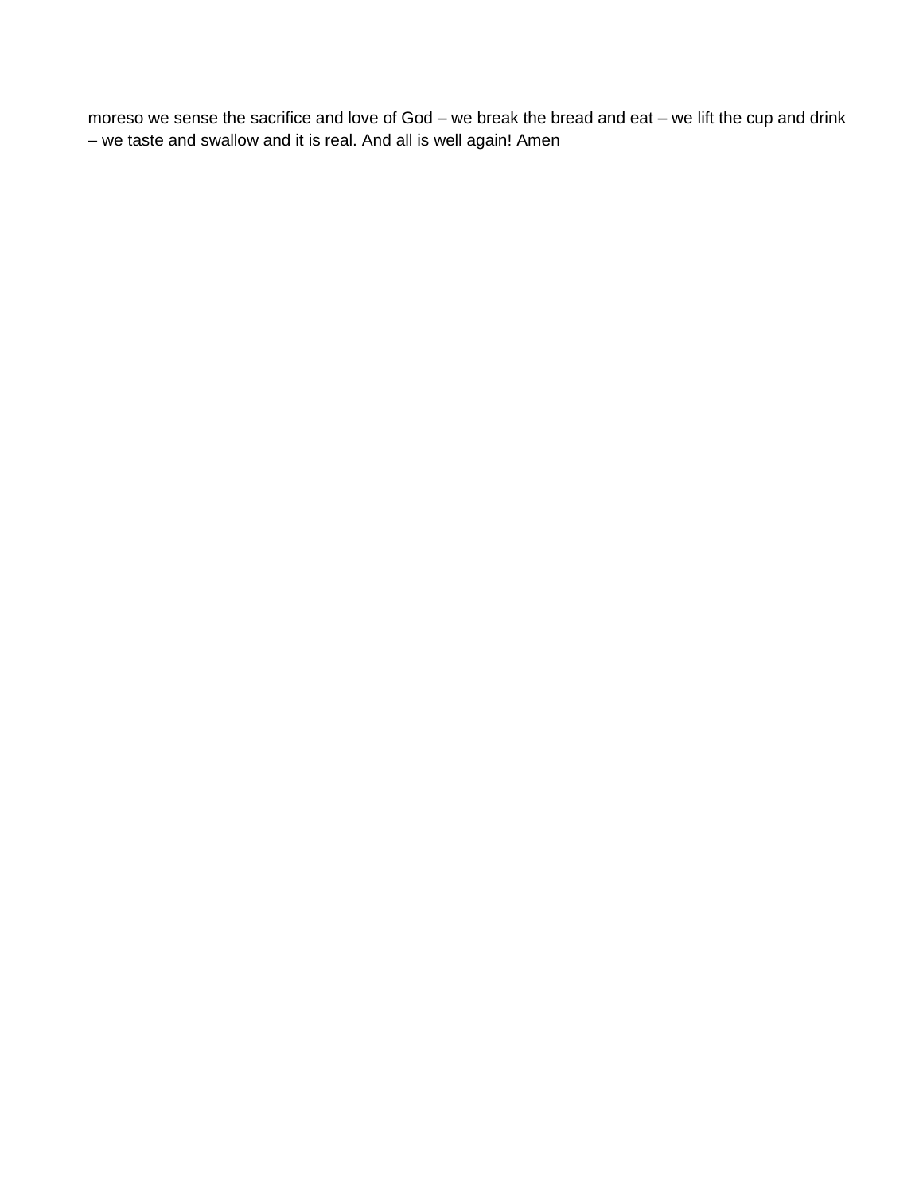moreso we sense the sacrifice and love of God – we break the bread and eat – we lift the cup and drink – we taste and swallow and it is real. And all is well again! Amen